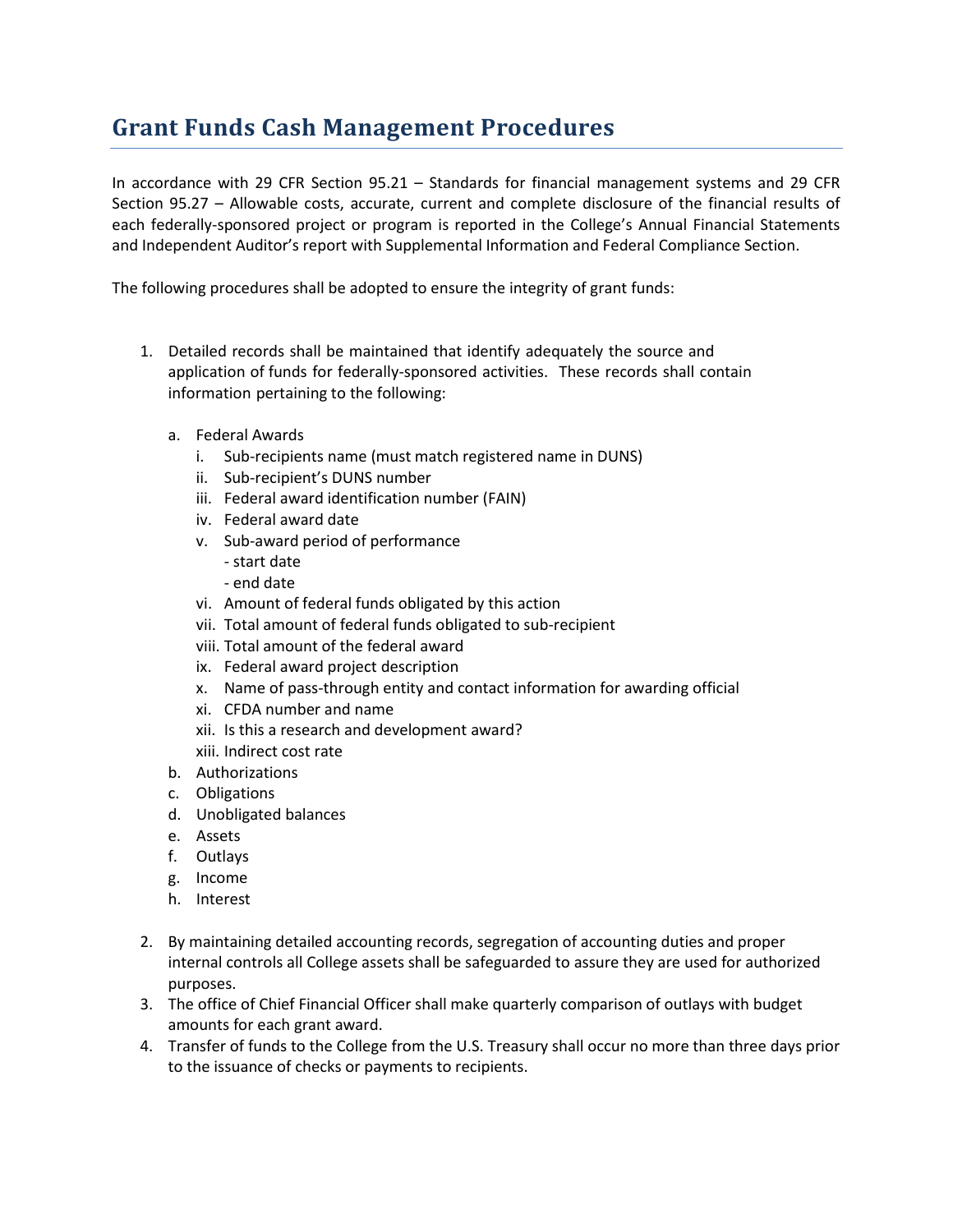# Grant Funds Cash Management Procedures

In accordance with 29 CFR Section 95.21 – Standards for financial management systems and 29 CFR Section 95.27 – Allowable costs, accurate, current and complete disclosure of the financial results of each federally-sponsored project or program is reported in the College's Annual Financial Statements and Independent Auditor's report with Supplemental Information and Federal Compliance Section.

The following procedures shall be adopted to ensure the integrity of grant funds:

1. Detailed records shall be maintained that identify adequately the source and application of funds for federally-sponsored activities. These records shall contain information pertaining to the following:

   a. Federal Awards
      i. Sub-recipients name (must match registered name in DUNS)
      ii. Sub-recipient's DUNS number
      iii. Federal award identification number (FAIN)
      iv. Federal award date
      v. Sub-award period of performance
         - start date
         - end date
      vi. Amount of federal funds obligated by this action
      vii. Total amount of federal funds obligated to sub-recipient
      viii. Total amount of the federal award
      ix. Federal award project description
      x. Name of pass-through entity and contact information for awarding official
      xi. CFDA number and name
      xii. Is this a research and development award?
      xiii. Indirect cost rate

   b. Authorizations
   c. Obligations
   d. Unobligated balances
   e. Assets
   f. Outlays
   g. Income
   h. Interest

2. By maintaining detailed accounting records, segregation of accounting duties and proper internal controls all College assets shall be safeguarded to assure they are used for authorized purposes.
3. The office of Chief Financial Officer shall make quarterly comparison of outlays with budget amounts for each grant award.
4. Transfer of funds to the College from the U.S. Treasury shall occur no more than three days prior to the issuance of checks or payments to recipients.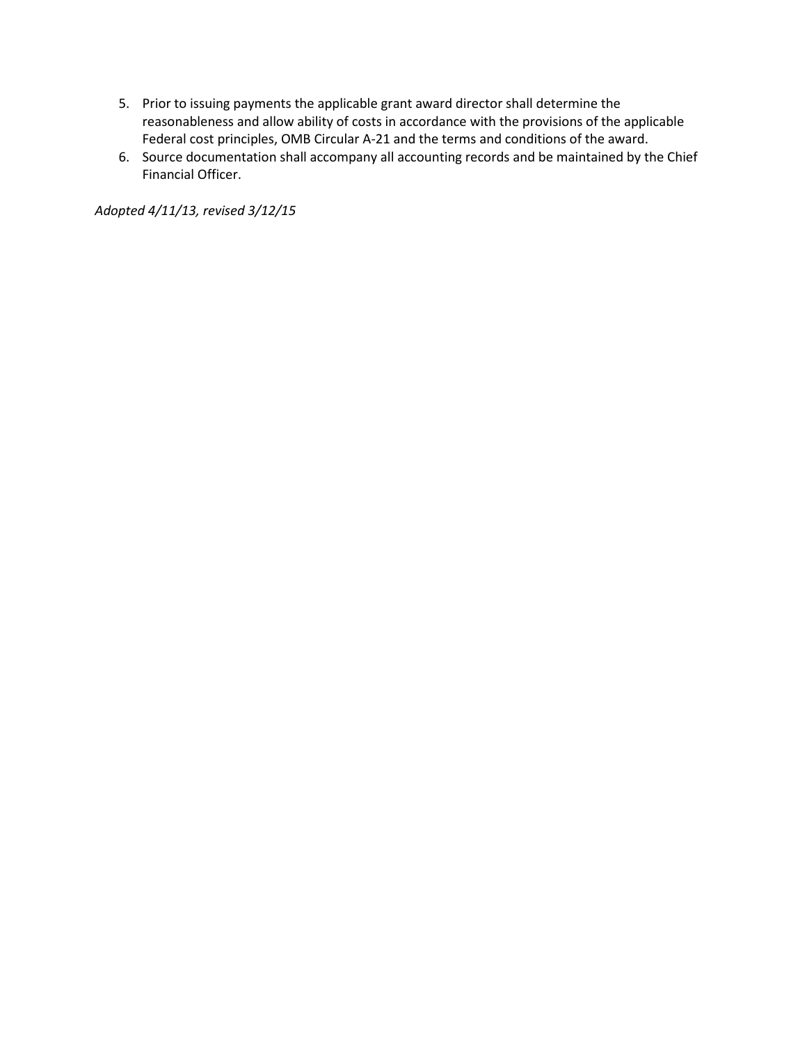5. Prior to issuing payments the applicable grant award director shall determine the reasonableness and allow ability of costs in accordance with the provisions of the applicable Federal cost principles, OMB Circular A-21 and the terms and conditions of the award.
6. Source documentation shall accompany all accounting records and be maintained by the Chief Financial Officer.

*Adopted 4/11/13, revised 3/12/15*